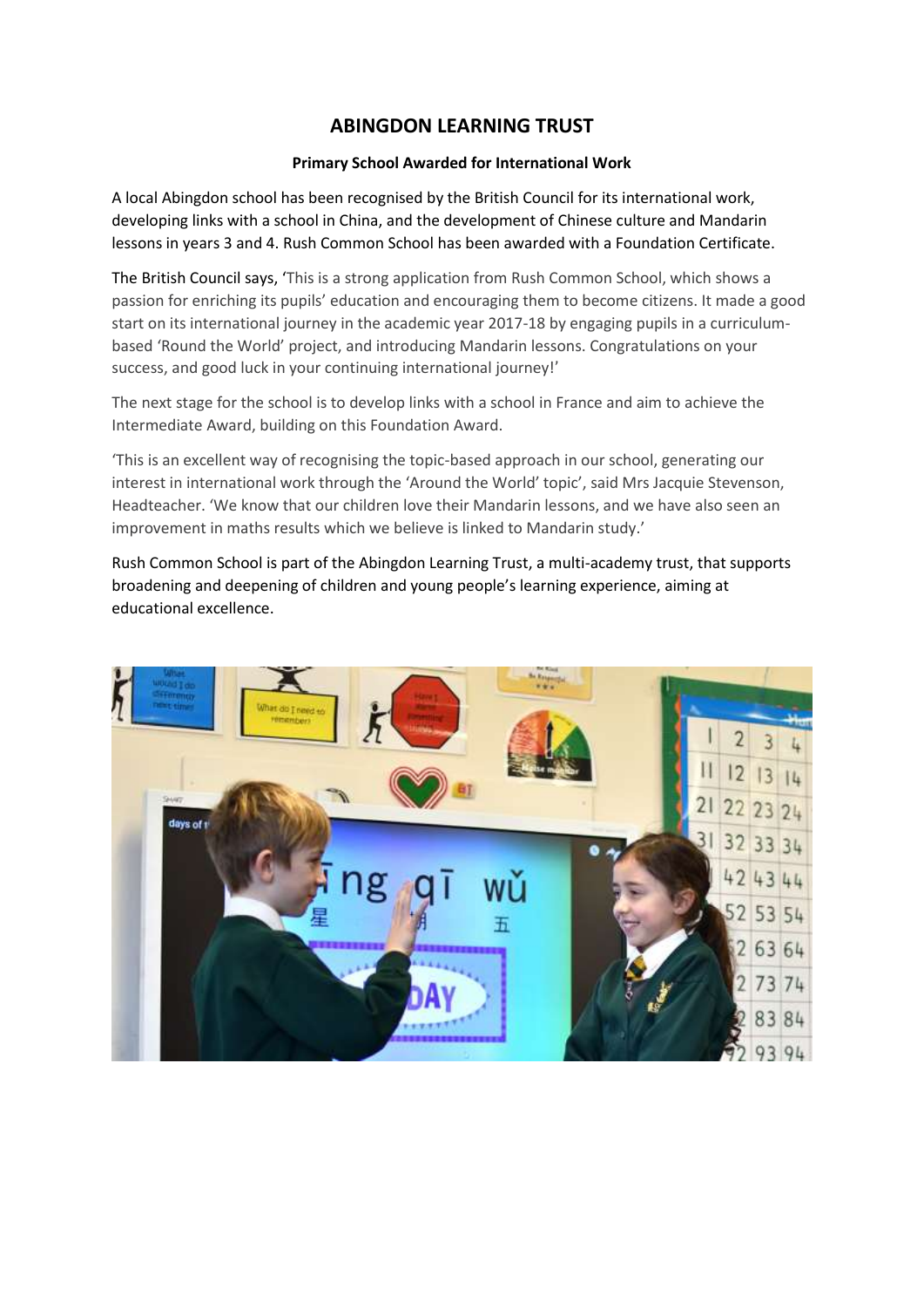# ABINGDON LEARNING TRUST

**Primary School Awarded for International Work**

A local Abingdon school has been recognised by the British Council for its international work, developing links with a school in China, and the development of Chinese culture and Mandarin lessons in years 3 and 4. Rush Common School has been awarded with a Foundation Certificate.

The British Council says, 'This is a strong application from Rush Common School, which shows a passion for enriching its pupils' education and encouraging them to become citizens. It made a good start on its international journey in the academic year 2017-18 by engaging pupils in a curriculum-based 'Round the World' project, and introducing Mandarin lessons. Congratulations on your success, and good luck in your continuing international journey!'

The next stage for the school is to develop links with a school in France and aim to achieve the Intermediate Award, building on this Foundation Award.

'This is an excellent way of recognising the topic-based approach in our school, generating our interest in international work through the 'Around the World' topic', said Mrs Jacquie Stevenson, Headteacher. 'We know that our children love their Mandarin lessons, and we have also seen an improvement in maths results which we believe is linked to Mandarin study.'

Rush Common School is part of the Abingdon Learning Trust, a multi-academy trust, that supports broadening and deepening of children and young people's learning experience, aiming at educational excellence.